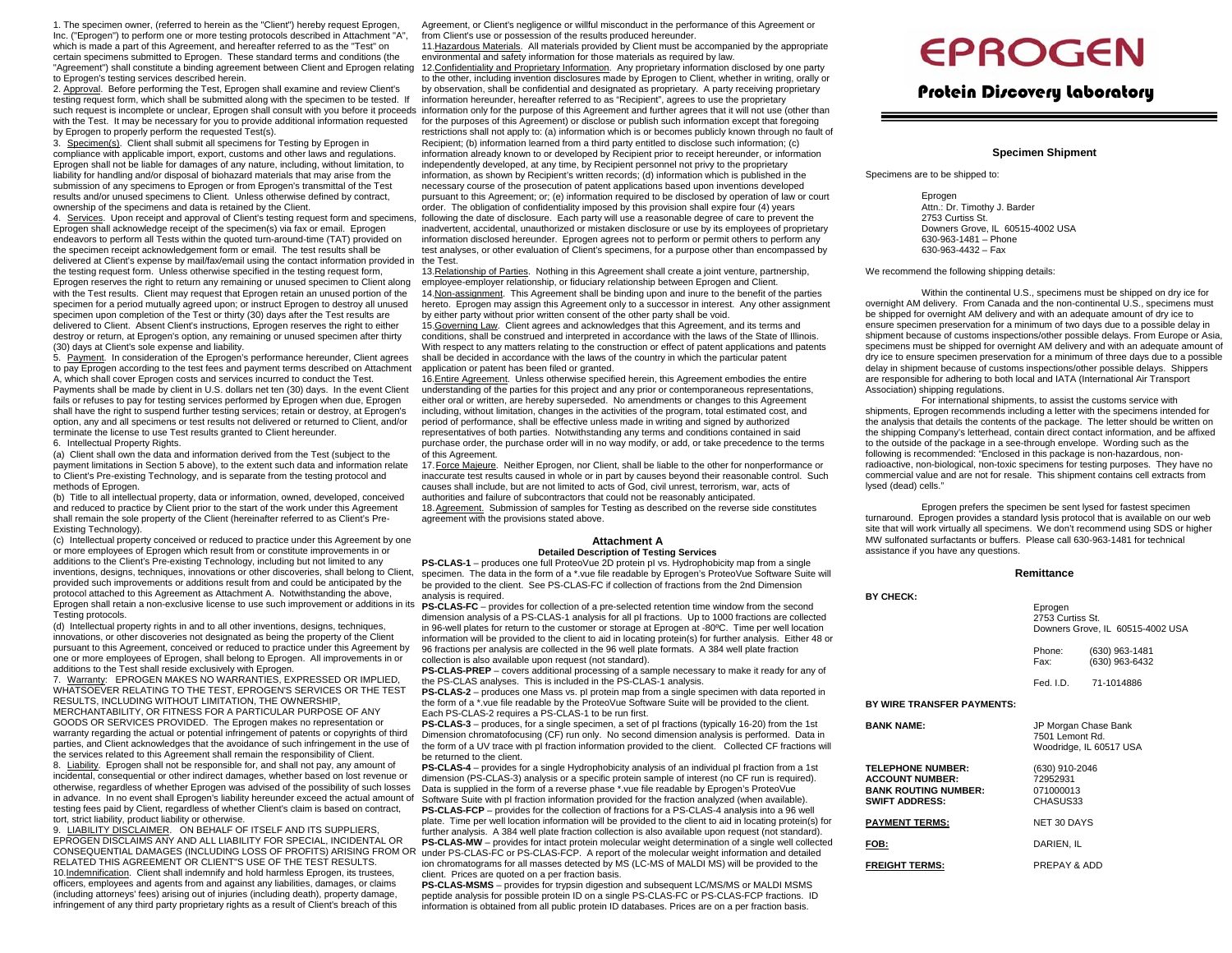1. The specimen owner, (referred to herein as the "Client") hereby request Eprogen, Inc. ("Eprogen") to perform one or more testing protocols described in Attachment "A", which is made a part of this Agreement, and hereafter referred to as the "Test" on certain specimens submitted to Eprogen. These standard terms and conditions (the "Agreement") shall constitute a binding agreement between Client and Eprogen relating to Eprogen's testing services described herein.

2. Approval. Before performing the Test, Eprogen shall examine and review Client's testing request form, which shall be submitted along with the specimen to be tested. If such request is incomplete or unclear, Eprogen shall consult with you before it proceeds with the Test. It may be necessary for you to provide additional information requested by Eprogen to properly perform the requested Test(s).

3. Specimen(s). Client shall submit all specimens for Testing by Eprogen in compliance with applicable import, export, customs and other laws and regulations. Eprogen shall not be liable for damages of any nature, including, without limitation, to liability for handling and/or disposal of biohazard materials that may arise from the submission of any specimens to Eprogen or from Eprogen's transmittal of the Test results and/or unused specimens to Client. Unless otherwise defined by contract, ownership of the specimens and data is retained by the Client.

4. Services. Upon receipt and approval of Client's testing request form and specimens, Eprogen shall acknowledge receipt of the specimen(s) via fax or email. Eprogen endeavors to perform all Tests within the quoted turn-around-time (TAT) provided on the specimen receipt acknowledgement form or email. The test results shall be delivered at Client's expense by mail/fax/email using the contact information provided in the testing request form. Unless otherwise specified in the testing request form, Eprogen reserves the right to return any remaining or unused specimen to Client along with the Test results. Client may request that Eprogen retain an unused portion of the specimen for a period mutually agreed upon; or instruct Eprogen to destroy all unused specimen upon completion of the Test or thirty (30) days after the Test results are delivered to Client. Absent Client's instructions, Eprogen reserves the right to either destroy or return, at Eprogen's option, any remaining or unused specimen after thirty (30) days at Client's sole expense and liability.

5. Payment. In consideration of the Eprogen's performance hereunder, Client agrees to pay Eprogen according to the test fees and payment terms described on Attachment A, which shall cover Eprogen costs and services incurred to conduct the Test. Payments shall be made by client in U.S. dollars net ten (30) days. In the event Client fails or refuses to pay for testing services performed by Eprogen when due, Eprogen shall have the right to suspend further testing services; retain or destroy, at Eprogen's option, any and all specimens or test results not delivered or returned to Client, and/or terminate the license to use Test results granted to Client hereunder.

6. Intellectual Property Rights.

(a) Client shall own the data and information derived from the Test (subject to the payment limitations in Section 5 above), to the extent such data and information relate to Client's Pre-existing Technology, and is separate from the testing protocol and methods of Eprogen.

(b) Title to all intellectual property, data or information, owned, developed, conceived and reduced to practice by Client prior to the start of the work under this Agreement shall remain the sole property of the Client (hereinafter referred to as Client's Pre-Existing Technology).

(c) Intellectual property conceived or reduced to practice under this Agreement by one or more employees of Eprogen which result from or constitute improvements in or additions to the Client's Pre-existing Technology, including but not limited to any inventions, designs, techniques, innovations or other discoveries, shall belong to Client, provided such improvements or additions result from and could be anticipated by the protocol attached to this Agreement as Attachment A. Notwithstanding the above, Eprogen shall retain a non-exclusive license to use such improvement or additions in its Testing protocols.

(d) Intellectual property rights in and to all other inventions, designs, techniques, innovations, or other discoveries not designated as being the property of the Client pursuant to this Agreement, conceived or reduced to practice under this Agreement by one or more employees of Eprogen, shall belong to Eprogen. All improvements in or additions to the Test shall reside exclusively with Eprogen.

7. Warranty: EPROGEN MAKES NO WARRANTIES, EXPRESSED OR IMPLIED, WHATSOEVER RELATING TO THE TEST, EPROGEN'S SERVICES OR THE TEST RESULTS, INCLUDING WITHOUT LIMITATION, THE OWNERSHIP, MERCHANTABILITY, OR FITNESS FOR A PARTICULAR PURPOSE OF ANY GOODS OR SERVICES PROVIDED. The Eprogen makes no representation or warranty regarding the actual or potential infringement of patents or copyrights of third parties, and Client acknowledges that the avoidance of such infringement in the use of the services related to this Agreement shall remain the responsibility of Client.

8. Liability. Eprogen shall not be responsible for, and shall not pay, any amount of incidental, consequential or other indirect damages, whether based on lost revenue or otherwise, regardless of whether Eprogen was advised of the possibility of such losses in advance. In no event shall Eprogen's liability hereunder exceed the actual amount of testing fees paid by Client, regardless of whether Client's claim is based on contract, tort, strict liability, product liability or otherwise.

9. LIABILITY DISCLAIMER. ON BEHALF OF ITSELF AND ITS SUPPLIERS, EPROGEN DISCLAIMS ANY AND ALL LIABILITY FOR SPECIAL, INCIDENTAL OR CONSEQUENTIAL DAMAGES (INCLUDING LOSS OF PROFITS) ARISING FROM OR RELATED THIS AGREEMENT OR CLIENT"S USE OF THE TEST RESULTS.

10. Indemnification. Client shall indemnify and hold harmless Eprogen, its trustees, officers, employees and agents from and against any liabilities, damages, or claims (including attorneys' fees) arising out of injuries (including death), property damage, infringement of any third party proprietary rights as a result of Client's breach of this Agreement, or Client's negligence or willful misconduct in the performance of this Agreement or from Client's use or possession of the results produced hereunder.

11. Hazardous Materials. All materials provided by Client must be accompanied by the appropriate environmental and safety information for those materials as required by law.

12. Confidentiality and Proprietary Information. Any proprietary information disclosed by one party to the other, including invention disclosures made by Eprogen to Client, whether in writing, orally or by observation, shall be confidential and designated as proprietary. A party receiving proprietary information hereunder, hereafter referred to as "Recipient", agrees to use the proprietary information only for the purpose of this Agreement and further agrees that it will not use (other than for the purposes of this Agreement) or disclose or publish such information except that foregoing restrictions shall not apply to: (a) information which is or becomes publicly known through no fault of Recipient; (b) information learned from a third party entitled to disclose such information; (c) information already known to or developed by Recipient prior to receipt hereunder, or information independently developed, at any time, by Recipient personnel not privy to the proprietary information, as shown by Recipient's written records; (d) information which is published in the necessary course of the prosecution of patent applications based upon inventions developed pursuant to this Agreement; or; (e) information required to be disclosed by operation of law or court order. The obligation of confidentiality imposed by this provision shall expire four (4) years following the date of disclosure. Each party will use a reasonable degree of care to prevent the inadvertent, accidental, unauthorized or mistaken disclosure or use by its employees of proprietary information disclosed hereunder. Eprogen agrees not to perform or permit others to perform any test analyses, or other evaluation of Client's specimens, for a purpose other than encompassed by the Test.

13. Relationship of Parties. Nothing in this Agreement shall create a joint venture, partnership, employee-employer relationship, or fiduciary relationship between Eprogen and Client.

14. Non-assignment. This Agreement shall be binding upon and inure to the benefit of the parties hereto. Eprogen may assign this Agreement only to a successor in interest. Any other assignment by either party without prior written consent of the other party shall be void.

15. Governing Law. Client agrees and acknowledges that this Agreement, and its terms and conditions, shall be construed and interpreted in accordance with the laws of the State of Illinois. With respect to any matters relating to the construction or effect of patent applications and patents shall be decided in accordance with the laws of the country in which the particular patent application or patent has been filed or granted.

16. Entire Agreement. Unless otherwise specified herein, this Agreement embodies the entire understanding of the parties for this project and any prior or contemporaneous representations, either oral or written, are hereby superseded. No amendments or changes to this Agreement including, without limitation, changes in the activities of the program, total estimated cost, and period of performance, shall be effective unless made in writing and signed by authorized representatives of both parties. Notwithstanding any terms and conditions contained in said purchase order, the purchase order will in no way modify, or add, or take precedence to the terms of this Agreement.

17. Force Majeure. Neither Eprogen, nor Client, shall be liable to the other for nonperformance or inaccurate test results caused in whole or in part by causes beyond their reasonable control. Such causes shall include, but are not limited to acts of God, civil unrest, terrorism, war, acts of authorities and failure of subcontractors that could not be reasonably anticipated.

18. Agreement. Submission of samples for Testing as described on the reverse side constitutes agreement with the provisions stated above.

## Attachment A

### Detailed Description of Testing Services

**PS-CLAS-1** – produces one full ProteoVue 2D protein pI vs. Hydrophobicity map from a single specimen. The data in the form of a *.vue file readable by Eprogen's ProteoVue Software Suite will be provided to the client. See PS-CLAS-FC if collection of fractions from the 2nd Dimension analysis is required.

**PS-CLAS-FC** – provides for collection of a pre-selected retention time window from the second dimension analysis of a PS-CLAS-1 analysis for all pI fractions. Up to 1000 fractions are collected in 96-well plates for return to the customer or storage at Eprogen at -80ºC. Time per well location information will be provided to the client to aid in locating protein(s) for further analysis. Either 48 or 96 fractions per analysis are collected in the 96 well plate formats. A 384 well plate fraction collection is also available upon request (not standard).

**PS-CLAS-PREP** – covers additional processing of a sample necessary to make it ready for any of the PS-CLAS analyses. This is included in the PS-CLAS-1 analysis.

**PS-CLAS-2** – produces one Mass vs. pI protein map from a single specimen with data reported in the form of a *.vue file readable by the ProteoVue Software Suite will be provided to the client. Each PS-CLAS-2 requires a PS-CLAS-1 to be run first.

**PS-CLAS-3** – produces, for a single specimen, a set of pI fractions (typically 16-20) from the 1st Dimension chromatofocusing (CF) run only. No second dimension analysis is performed. Data in the form of a UV trace with pI fraction information provided to the client. Collected CF fractions will be returned to the client.

**PS-CLAS-4** – provides for a single Hydrophobicity analysis of an individual pI fraction from a 1st dimension (PS-CLAS-3) analysis or a specific protein sample of interest (no CF run is required). Data is supplied in the form of a reverse phase *.vue file readable by Eprogen's ProteoVue Software Suite with pI fraction information provided for the fraction analyzed (when available).

**PS-CLAS-FCP** – provides for the collection of fractions for a PS-CLAS-4 analysis into a 96 well plate. Time per well location information will be provided to the client to aid in locating protein(s) for further analysis. A 384 well plate fraction collection is also available upon request (not standard).

**PS-CLAS-MW** – provides for intact protein molecular weight determination of a single well collected under PS-CLAS-FC or PS-CLAS-FCP. A report of the molecular weight information and detailed ion chromatograms for all masses detected by MS (LC-MS of MALDI MS) will be provided to the client. Prices are quoted on a per fraction basis.

**PS-CLAS-MSMS** – provides for trypsin digestion and subsequent LC/MS/MS or MALDI MSMS peptide analysis for possible protein ID on a single PS-CLAS-FC or PS-CLAS-FCP fractions. ID information is obtained from all public protein ID databases. Prices are on a per fraction basis.

# EPROGEN

## Protein Discovery Laboratory

### Specimen Shipment

Specimens are to be shipped to:

Eprogen
Attn.: Dr. Timothy J. Barder
2753 Curtiss St.
Downers Grove, IL 60515-4002 USA
630-963-1481 – Phone
630-963-4432 – Fax

We recommend the following shipping details:

Within the continental U.S., specimens must be shipped on dry ice for overnight AM delivery. From Canada and the non-continental U.S., specimens must be shipped for overnight AM delivery and with an adequate amount of dry ice to ensure specimen preservation for a minimum of two days due to a possible delay in shipment because of customs inspections/other possible delays. From Europe or Asia, specimens must be shipped for overnight AM delivery and with an adequate amount of dry ice to ensure specimen preservation for a minimum of three days due to a possible delay in shipment because of customs inspections/other possible delays. Shippers are responsible for adhering to both local and IATA (International Air Transport Association) shipping regulations.

For international shipments, to assist the customs service with shipments, Eprogen recommends including a letter with the specimens intended for the analysis that details the contents of the package. The letter should be written on the shipping Company's letterhead, contain direct contact information, and be affixed to the outside of the package in a see-through envelope. Wording such as the following is recommended: "Enclosed in this package is non-hazardous, non-radioactive, non-biological, non-toxic specimens for testing purposes. They have no commercial value and are not for resale. This shipment contains cell extracts from lysed (dead) cells."

Eprogen prefers the specimen be sent lysed for fastest specimen turnaround. Eprogen provides a standard lysis protocol that is available on our web site that will work virtually all specimens. We don't recommend using SDS or higher MW sulfonated surfactants or buffers. Please call 630-963-1481 for technical assistance if you have any questions.

### Remittance

**BY CHECK:**

Eprogen
2753 Curtiss St.
Downers Grove, IL 60515-4002 USA

Phone: (630) 963-1481
Fax: (630) 963-6432

Fed. I.D. 71-1014886

**BY WIRE TRANSFER PAYMENTS:**

| | |
|---|---|
| **BANK NAME:** | JP Morgan Chase Bank<br>7501 Lemont Rd.<br>Woodridge, IL 60517 USA |
| **TELEPHONE NUMBER:** | (630) 910-2046 |
| **ACCOUNT NUMBER:** | 72952931 |
| **BANK ROUTING NUMBER:** | 071000013 |
| **SWIFT ADDRESS:** | CHASUS33 |
| **PAYMENT TERMS:** | NET 30 DAYS |
| **FOB:** | DARIEN, IL |
| **FREIGHT TERMS:** | PREPAY & ADD |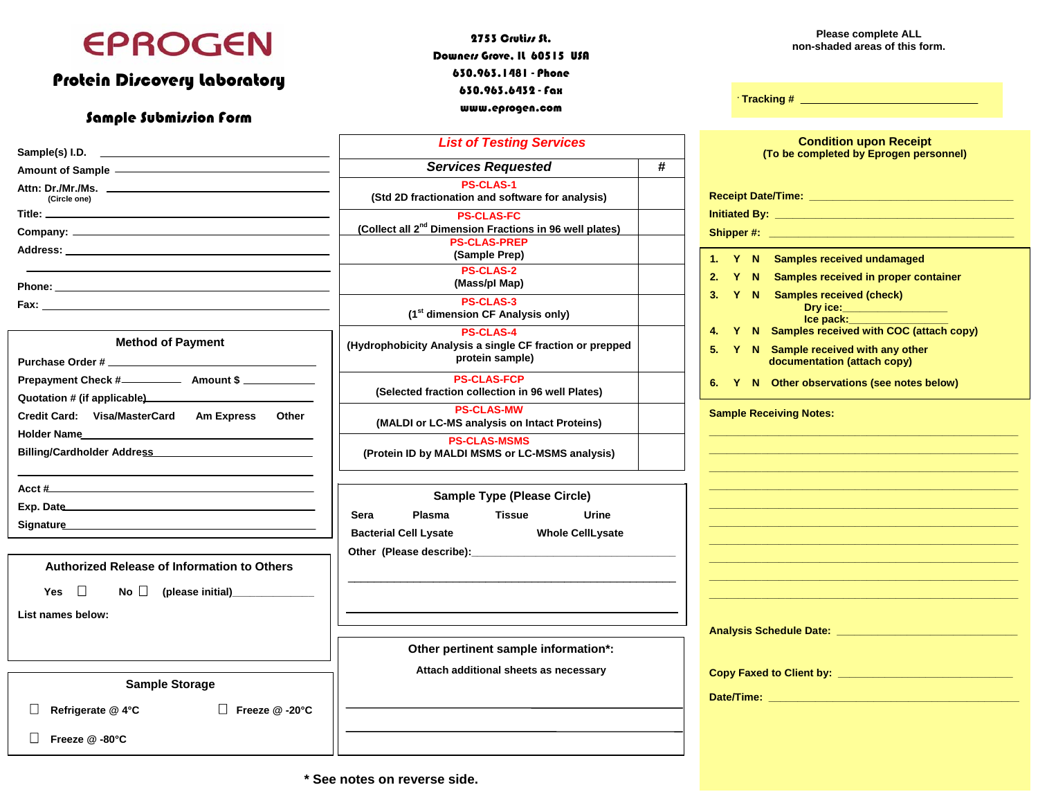# EPROGEN

## Protein Discovery Laboratory

### Sample Submission Form

2753 Crutiss St.
Downers Grove, IL 60515 USA
630.963.1481 - Phone
630.963.6432 - Fax
www.eprogen.com

Please complete ALL non-shaded areas of this form.

Tracking # ____________________________

Sample(s) I.D. ____________________________

Amount of Sample ____________________________

Attn: Dr./Mr./Ms. ____________________________
(Circle one)

Title: ____________________________

Company: ____________________________

Address: ____________________________

____________________________

Phone: ____________________________

Fax: ____________________________

## Method of Payment

Purchase Order # ____________________________

Prepayment Check # __________ Amount $ __________

Quotation # (if applicable) ____________________________

Credit Card: Visa/MasterCard Am Express Other

Holder Name ____________________________

Billing/Cardholder Address ____________________________

____________________________

Acct # ____________________________

Exp. Date ____________________________

Signature ____________________________

## Authorized Release of Information to Others

Yes ☐ No ☐ (please initial) ______________

List names below:

## Sample Storage

☐ Refrigerate @ 4°C ☐ Freeze @ -20°C

☐ Freeze @ -80°C

## *List of Testing Services*

| *Services Requested* | # |
|---|---|
| PS-CLAS-1 (Std 2D fractionation and software for analysis) | |
| PS-CLAS-FC (Collect all 2nd Dimension Fractions in 96 well plates) | |
| PS-CLAS-PREP (Sample Prep) | |
| PS-CLAS-2 (Mass/pI Map) | |
| PS-CLAS-3 (1st dimension CF Analysis only) | |
| PS-CLAS-4 (Hydrophobicity Analysis a single CF fraction or prepped protein sample) | |
| PS-CLAS-FCP (Selected fraction collection in 96 well Plates) | |
| PS-CLAS-MW (MALDI or LC-MS analysis on Intact Proteins) | |
| PS-CLAS-MSMS (Protein ID by MALDI MSMS or LC-MSMS analysis) | |

## Sample Type (Please Circle)

Sera Plasma Tissue Urine

Bacterial Cell Lysate Whole CellLysate

Other (Please describe): ____________________________

____________________________

____________________________

## Other pertinent sample information*:

Attach additional sheets as necessary

____________________________

____________________________

\* See notes on reverse side.

## Condition upon Receipt

(To be completed by Eprogen personnel)

Receipt Date/Time: ____________________________

Initiated By: ____________________________

Shipper #: ____________________________

1. Y N Samples received undamaged
2. Y N Samples received in proper container
3. Y N Samples received (check)
   - Dry ice: ______________
   - Ice pack: ______________
4. Y N Samples received with COC (attach copy)
5. Y N Sample received with any other documentation (attach copy)
6. Y N Other observations (see notes below)

Sample Receiving Notes:

____________________________

____________________________

____________________________

____________________________

____________________________

____________________________

____________________________

____________________________

____________________________

Analysis Schedule Date: ____________________________

Copy Faxed to Client by: ____________________________

Date/Time: ____________________________